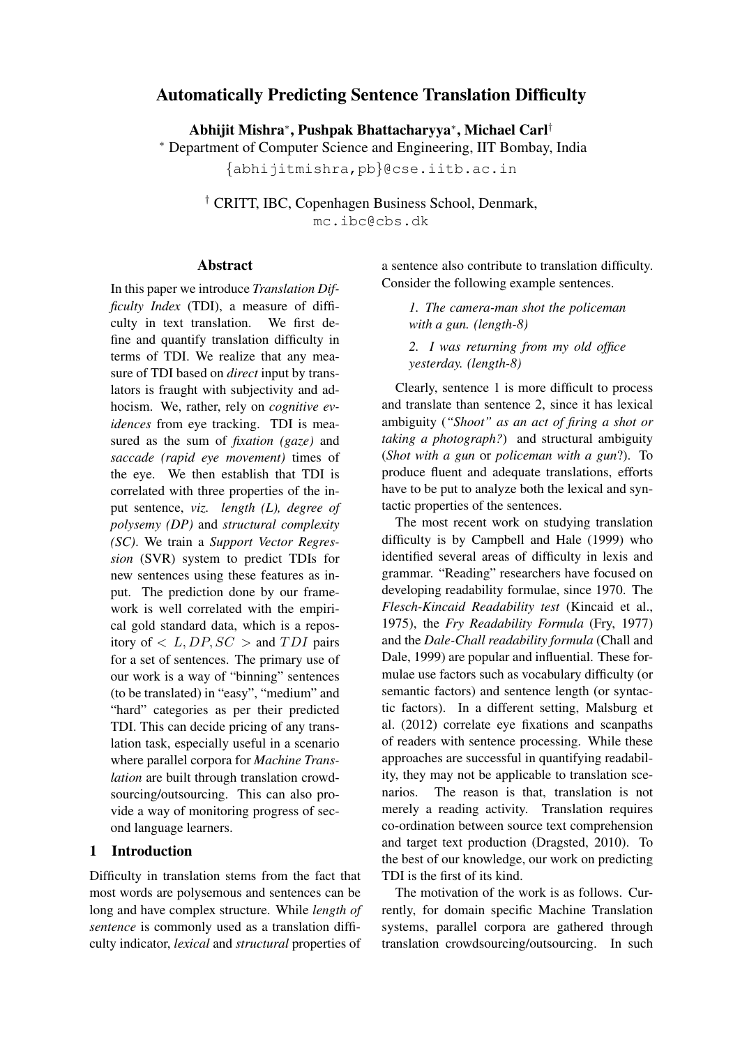# Automatically Predicting Sentence Translation Difficulty

**Abhijit Mishra**[*], **Pushpak Bhattacharyya**[*], **Michael Carl**[†]

[*] Department of Computer Science and Engineering, IIT Bombay, India

{abhijitmishra,pb}@cse.iitb.ac.in

[†] CRITT, IBC, Copenhagen Business School, Denmark,

mc.ibc@cbs.dk

## Abstract

In this paper we introduce *Translation Difficulty Index* (TDI), a measure of difficulty in text translation. We first define and quantify translation difficulty in terms of TDI. We realize that any measure of TDI based on *direct* input by translators is fraught with subjectivity and adhocism. We, rather, rely on *cognitive evidences* from eye tracking. TDI is measured as the sum of *fixation (gaze)* and *saccade (rapid eye movement)* times of the eye. We then establish that TDI is correlated with three properties of the input sentence, *viz. length (L), degree of polysemy (DP)* and *structural complexity (SC)*. We train a *Support Vector Regression* (SVR) system to predict TDIs for new sentences using these features as input. The prediction done by our framework is well correlated with the empirical gold standard data, which is a repository of $< L, DP, SC >$ and $TDI$ pairs for a set of sentences. The primary use of our work is a way of "binning" sentences (to be translated) in "easy", "medium" and "hard" categories as per their predicted TDI. This can decide pricing of any translation task, especially useful in a scenario where parallel corpora for *Machine Translation* are built through translation crowdsourcing/outsourcing. This can also provide a way of monitoring progress of second language learners.

## 1 Introduction

Difficulty in translation stems from the fact that most words are polysemous and sentences can be long and have complex structure. While *length of sentence* is commonly used as a translation difficulty indicator, *lexical* and *structural* properties of a sentence also contribute to translation difficulty. Consider the following example sentences.

> *1. The camera-man shot the policeman with a gun. (length-8)*
>
> *2. I was returning from my old office yesterday. (length-8)*

Clearly, sentence 1 is more difficult to process and translate than sentence 2, since it has lexical ambiguity (*"Shoot" as an act of firing a shot or taking a photograph?*) and structural ambiguity (*Shot with a gun* or *policeman with a gun*?). To produce fluent and adequate translations, efforts have to be put to analyze both the lexical and syntactic properties of the sentences.

The most recent work on studying translation difficulty is by Campbell and Hale (1999) who identified several areas of difficulty in lexis and grammar. "Reading" researchers have focused on developing readability formulae, since 1970. The *Flesch-Kincaid Readability test* (Kincaid et al., 1975), the *Fry Readability Formula* (Fry, 1977) and the *Dale-Chall readability formula* (Chall and Dale, 1999) are popular and influential. These formulae use factors such as vocabulary difficulty (or semantic factors) and sentence length (or syntactic factors). In a different setting, Malsburg et al. (2012) correlate eye fixations and scanpaths of readers with sentence processing. While these approaches are successful in quantifying readability, they may not be applicable to translation scenarios. The reason is that, translation is not merely a reading activity. Translation requires co-ordination between source text comprehension and target text production (Dragsted, 2010). To the best of our knowledge, our work on predicting TDI is the first of its kind.

The motivation of the work is as follows. Currently, for domain specific Machine Translation systems, parallel corpora are gathered through translation crowdsourcing/outsourcing. In such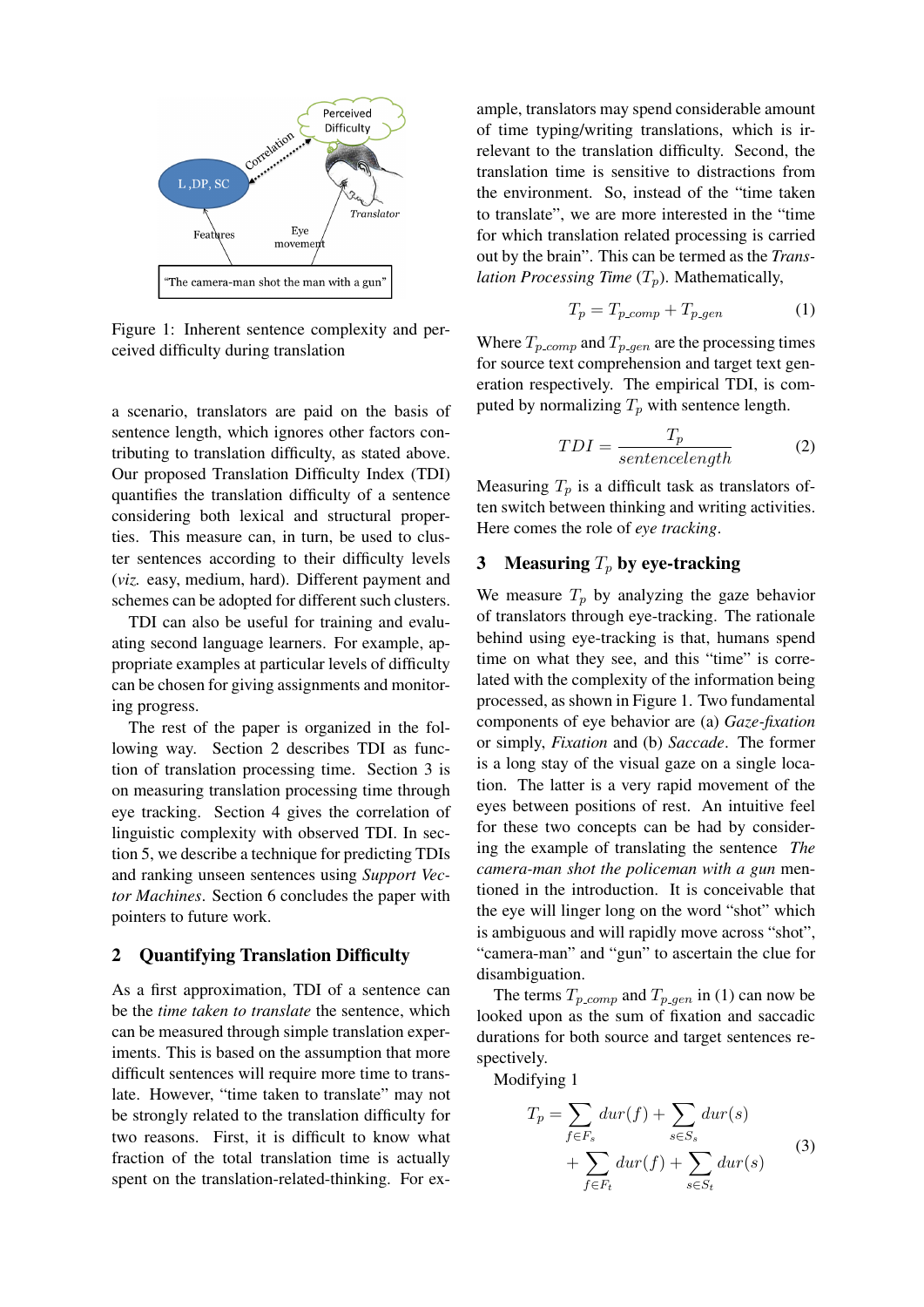Figure 1: Inherent sentence complexity and perceived difficulty during translation

a scenario, translators are paid on the basis of sentence length, which ignores other factors contributing to translation difficulty, as stated above. Our proposed Translation Difficulty Index (TDI) quantifies the translation difficulty of a sentence considering both lexical and structural properties. This measure can, in turn, be used to cluster sentences according to their difficulty levels (*viz.* easy, medium, hard). Different payment and schemes can be adopted for different such clusters.

TDI can also be useful for training and evaluating second language learners. For example, appropriate examples at particular levels of difficulty can be chosen for giving assignments and monitoring progress.

The rest of the paper is organized in the following way. Section 2 describes TDI as function of translation processing time. Section 3 is on measuring translation processing time through eye tracking. Section 4 gives the correlation of linguistic complexity with observed TDI. In section 5, we describe a technique for predicting TDIs and ranking unseen sentences using *Support Vector Machines*. Section 6 concludes the paper with pointers to future work.

## 2 Quantifying Translation Difficulty

As a first approximation, TDI of a sentence can be the *time taken to translate* the sentence, which can be measured through simple translation experiments. This is based on the assumption that more difficult sentences will require more time to translate. However, "time taken to translate" may not be strongly related to the translation difficulty for two reasons. First, it is difficult to know what fraction of the total translation time is actually spent on the translation-related-thinking. For example, translators may spend considerable amount of time typing/writing translations, which is irrelevant to the translation difficulty. Second, the translation time is sensitive to distractions from the environment. So, instead of the "time taken to translate", we are more interested in the "time for which translation related processing is carried out by the brain". This can be termed as the *Translation Processing Time* ($T_p$). Mathematically,

$$T_p = T_{p\_comp} + T_{p\_gen} \tag{1}$$

Where $T_{p\_comp}$ and $T_{p\_gen}$ are the processing times for source text comprehension and target text generation respectively. The empirical TDI, is computed by normalizing $T_p$ with sentence length.

$$TDI = \frac{T_p}{sentencelength} \tag{2}$$

Measuring $T_p$ is a difficult task as translators often switch between thinking and writing activities. Here comes the role of *eye tracking*.

## 3 Measuring $T_p$ by eye-tracking

We measure $T_p$ by analyzing the gaze behavior of translators through eye-tracking. The rationale behind using eye-tracking is that, humans spend time on what they see, and this "time" is correlated with the complexity of the information being processed, as shown in Figure 1. Two fundamental components of eye behavior are (a) *Gaze-fixation* or simply, *Fixation* and (b) *Saccade*. The former is a long stay of the visual gaze on a single location. The latter is a very rapid movement of the eyes between positions of rest. An intuitive feel for these two concepts can be had by considering the example of translating the sentence *The camera-man shot the policeman with a gun* mentioned in the introduction. It is conceivable that the eye will linger long on the word "shot" which is ambiguous and will rapidly move across "shot", "camera-man" and "gun" to ascertain the clue for disambiguation.

The terms $T_{p\_comp}$ and $T_{p\_gen}$ in (1) can now be looked upon as the sum of fixation and saccadic durations for both source and target sentences respectively.

Modifying 1

$$T_p = \sum_{f \in F_s} dur(f) + \sum_{s \in S_s} dur(s) + \sum_{f \in F_t} dur(f) + \sum_{s \in S_t} dur(s) \tag{3}$$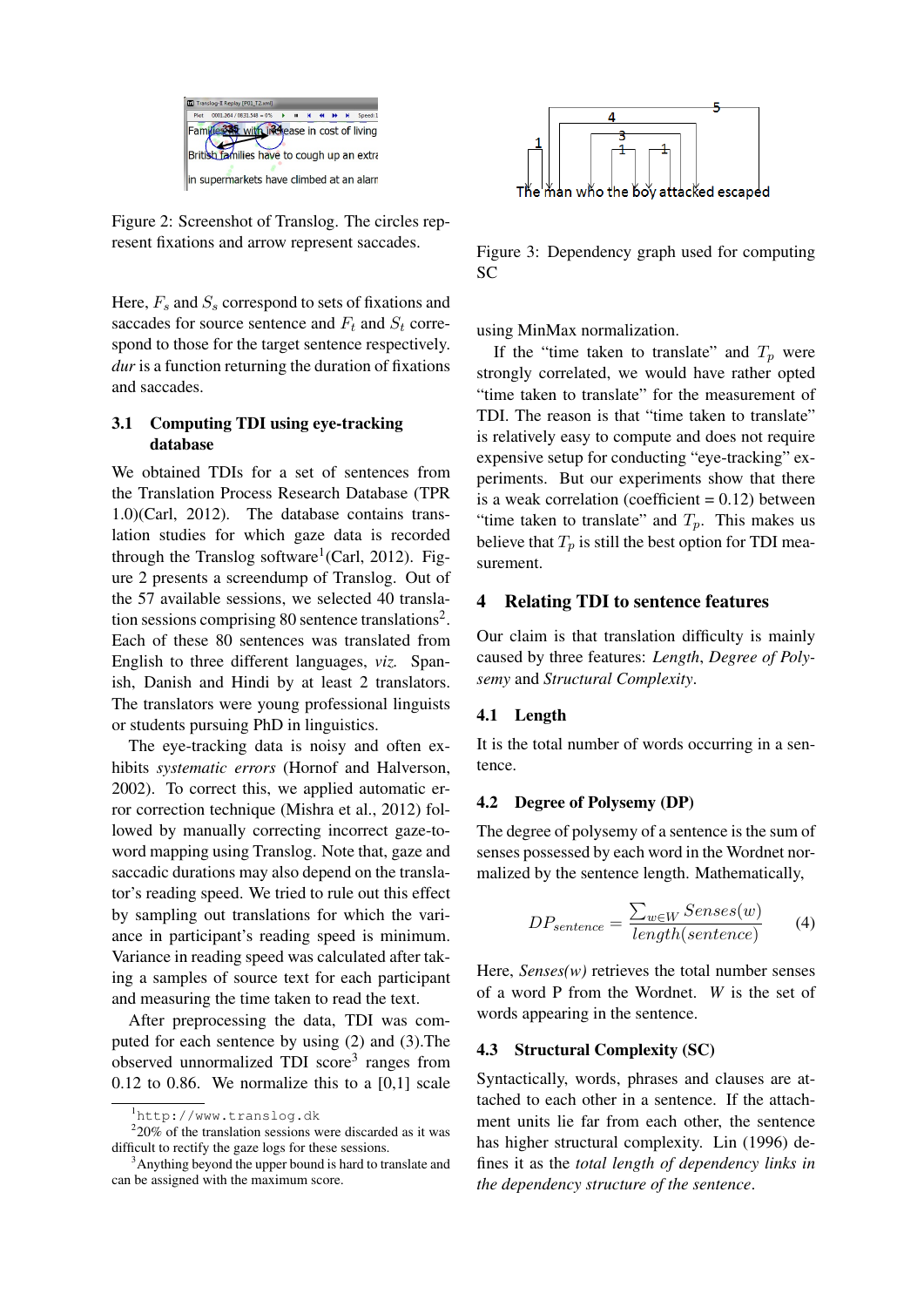Figure 2: Screenshot of Translog. The circles represent fixations and arrow represent saccades.

Here, $F_s$ and $S_s$ correspond to sets of fixations and saccades for source sentence and $F_t$ and $S_t$ correspond to those for the target sentence respectively. *dur* is a function returning the duration of fixations and saccades.

### 3.1 Computing TDI using eye-tracking database

We obtained TDIs for a set of sentences from the Translation Process Research Database (TPR 1.0)(Carl, 2012). The database contains translation studies for which gaze data is recorded through the Translog software[1](Carl, 2012). Figure 2 presents a screendump of Translog. Out of the 57 available sessions, we selected 40 translation sessions comprising 80 sentence translations[2]. Each of these 80 sentences was translated from English to three different languages, *viz.* Spanish, Danish and Hindi by at least 2 translators. The translators were young professional linguists or students pursuing PhD in linguistics.

The eye-tracking data is noisy and often exhibits *systematic errors* (Hornof and Halverson, 2002). To correct this, we applied automatic error correction technique (Mishra et al., 2012) followed by manually correcting incorrect gaze-to-word mapping using Translog. Note that, gaze and saccadic durations may also depend on the translator's reading speed. We tried to rule out this effect by sampling out translations for which the variance in participant's reading speed is minimum. Variance in reading speed was calculated after taking a samples of source text for each participant and measuring the time taken to read the text.

After preprocessing the data, TDI was computed for each sentence by using (2) and (3).The observed unnormalized TDI score[3] ranges from 0.12 to 0.86. We normalize this to a [0,1] scale using MinMax normalization.

If the "time taken to translate" and $T_p$ were strongly correlated, we would have rather opted "time taken to translate" for the measurement of TDI. The reason is that "time taken to translate" is relatively easy to compute and does not require expensive setup for conducting "eye-tracking" experiments. But our experiments show that there is a weak correlation (coefficient = 0.12) between "time taken to translate" and $T_p$. This makes us believe that $T_p$ is still the best option for TDI measurement.

[1] http://www.translog.dk

[2] 20% of the translation sessions were discarded as it was difficult to rectify the gaze logs for these sessions.

[3] Anything beyond the upper bound is hard to translate and can be assigned with the maximum score.

Figure 3: Dependency graph used for computing SC

## 4 Relating TDI to sentence features

Our claim is that translation difficulty is mainly caused by three features: *Length*, *Degree of Polysemy* and *Structural Complexity*.

### 4.1 Length

It is the total number of words occurring in a sentence.

### 4.2 Degree of Polysemy (DP)

The degree of polysemy of a sentence is the sum of senses possessed by each word in the Wordnet normalized by the sentence length. Mathematically,

$$DP_{sentence} = \frac{\sum_{w \in W} Senses(w)}{length(sentence)} \quad (4)$$

Here, *Senses(w)* retrieves the total number senses of a word P from the Wordnet. *W* is the set of words appearing in the sentence.

### 4.3 Structural Complexity (SC)

Syntactically, words, phrases and clauses are attached to each other in a sentence. If the attachment units lie far from each other, the sentence has higher structural complexity. Lin (1996) defines it as the *total length of dependency links in the dependency structure of the sentence*.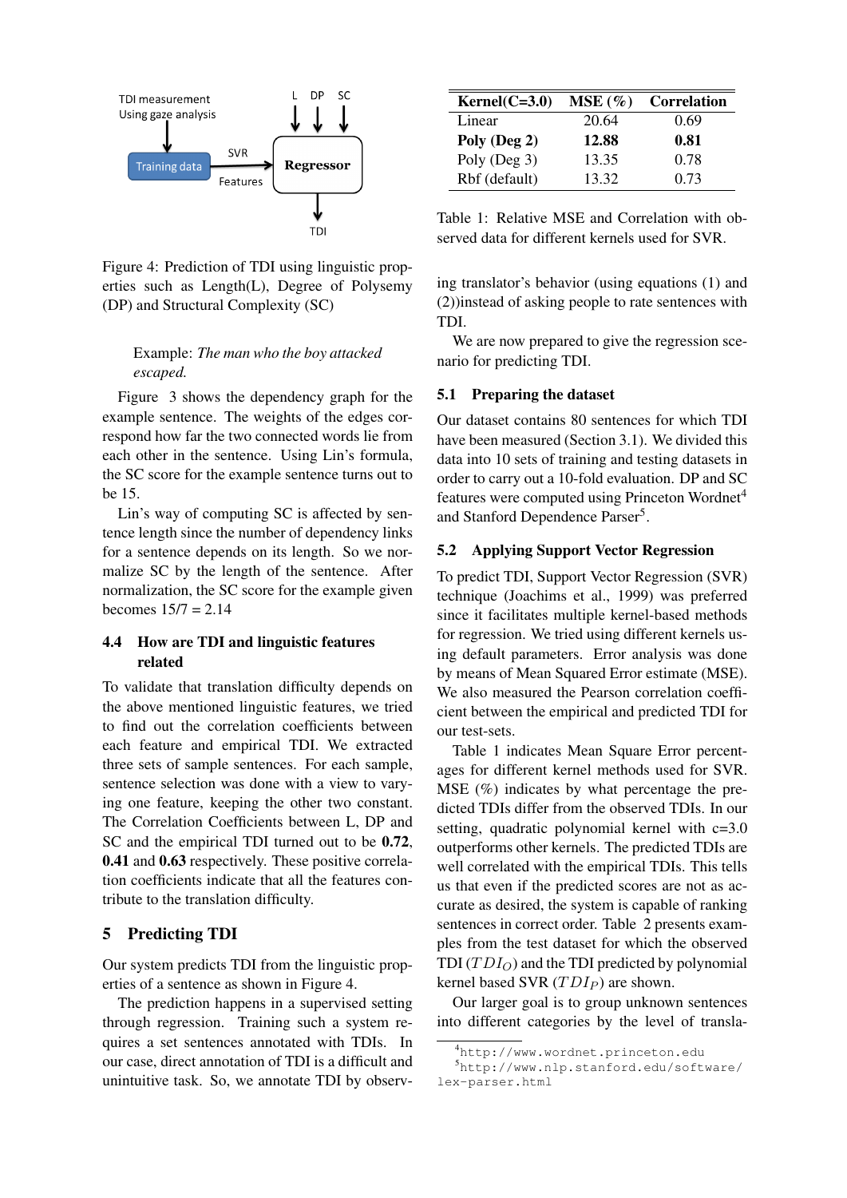Figure 4: Prediction of TDI using linguistic properties such as Length(L), Degree of Polysemy (DP) and Structural Complexity (SC)

> Example: *The man who the boy attacked escaped.*

Figure 3 shows the dependency graph for the example sentence. The weights of the edges correspond how far the two connected words lie from each other in the sentence. Using Lin's formula, the SC score for the example sentence turns out to be 15.

Lin's way of computing SC is affected by sentence length since the number of dependency links for a sentence depends on its length. So we normalize SC by the length of the sentence. After normalization, the SC score for the example given becomes 15/7 = 2.14

### 4.4 How are TDI and linguistic features related

To validate that translation difficulty depends on the above mentioned linguistic features, we tried to find out the correlation coefficients between each feature and empirical TDI. We extracted three sets of sample sentences. For each sample, sentence selection was done with a view to varying one feature, keeping the other two constant. The Correlation Coefficients between L, DP and SC and the empirical TDI turned out to be **0.72**, **0.41** and **0.63** respectively. These positive correlation coefficients indicate that all the features contribute to the translation difficulty.

## 5 Predicting TDI

Our system predicts TDI from the linguistic properties of a sentence as shown in Figure 4.

The prediction happens in a supervised setting through regression. Training such a system requires a set sentences annotated with TDIs. In our case, direct annotation of TDI is a difficult and unintuitive task. So, we annotate TDI by observing translator's behavior (using equations (1) and (2))instead of asking people to rate sentences with TDI.

We are now prepared to give the regression scenario for predicting TDI.

| Kernel(C=3.0) | MSE (%) | Correlation |
|---|---|---|
| Linear | 20.64 | 0.69 |
| **Poly (Deg 2)** | **12.88** | **0.81** |
| Poly (Deg 3) | 13.35 | 0.78 |
| Rbf (default) | 13.32 | 0.73 |

Table 1: Relative MSE and Correlation with observed data for different kernels used for SVR.

### 5.1 Preparing the dataset

Our dataset contains 80 sentences for which TDI have been measured (Section 3.1). We divided this data into 10 sets of training and testing datasets in order to carry out a 10-fold evaluation. DP and SC features were computed using Princeton Wordnet[4] and Stanford Dependence Parser[5].

### 5.2 Applying Support Vector Regression

To predict TDI, Support Vector Regression (SVR) technique (Joachims et al., 1999) was preferred since it facilitates multiple kernel-based methods for regression. We tried using different kernels using default parameters. Error analysis was done by means of Mean Squared Error estimate (MSE). We also measured the Pearson correlation coefficient between the empirical and predicted TDI for our test-sets.

Table 1 indicates Mean Square Error percentages for different kernel methods used for SVR. MSE (%) indicates by what percentage the predicted TDIs differ from the observed TDIs. In our setting, quadratic polynomial kernel with c=3.0 outperforms other kernels. The predicted TDIs are well correlated with the empirical TDIs. This tells us that even if the predicted scores are not as accurate as desired, the system is capable of ranking sentences in correct order. Table 2 presents examples from the test dataset for which the observed TDI ($TDI_O$) and the TDI predicted by polynomial kernel based SVR ($TDI_P$) are shown.

Our larger goal is to group unknown sentences into different categories by the level of transla-

[4] http://www.wordnet.princeton.edu

[5] http://www.nlp.stanford.edu/software/lex-parser.html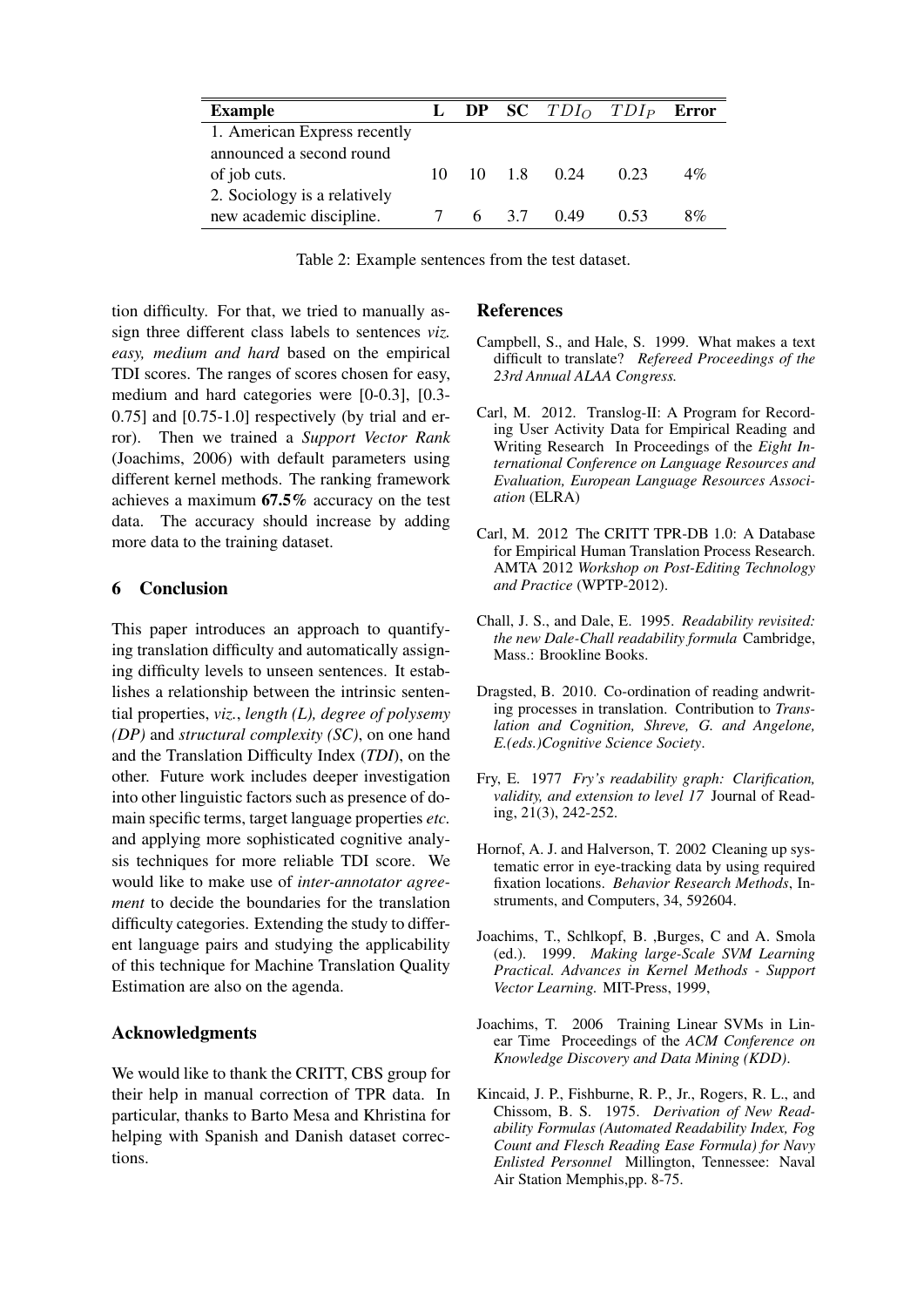| Example | L | DP | SC | $TDI_O$ | $TDI_P$ | Error |
|---|---|---|---|---|---|---|
| 1. American Express recently announced a second round of job cuts. | 10 | 10 | 1.8 | 0.24 | 0.23 | 4% |
| 2. Sociology is a relatively new academic discipline. | 7 | 6 | 3.7 | 0.49 | 0.53 | 8% |

Table 2: Example sentences from the test dataset.

tion difficulty. For that, we tried to manually assign three different class labels to sentences *viz. easy, medium and hard* based on the empirical TDI scores. The ranges of scores chosen for easy, medium and hard categories were [0-0.3], [0.3-0.75] and [0.75-1.0] respectively (by trial and error). Then we trained a *Support Vector Rank* (Joachims, 2006) with default parameters using different kernel methods. The ranking framework achieves a maximum **67.5%** accuracy on the test data. The accuracy should increase by adding more data to the training dataset.

## 6 Conclusion

This paper introduces an approach to quantifying translation difficulty and automatically assigning difficulty levels to unseen sentences. It establishes a relationship between the intrinsic sentential properties, *viz.*, *length (L), degree of polysemy (DP)* and *structural complexity (SC)*, on one hand and the Translation Difficulty Index (*TDI*), on the other. Future work includes deeper investigation into other linguistic factors such as presence of domain specific terms, target language properties *etc.* and applying more sophisticated cognitive analysis techniques for more reliable TDI score. We would like to make use of *inter-annotator agreement* to decide the boundaries for the translation difficulty categories. Extending the study to different language pairs and studying the applicability of this technique for Machine Translation Quality Estimation are also on the agenda.

### Acknowledgments

We would like to thank the CRITT, CBS group for their help in manual correction of TPR data. In particular, thanks to Barto Mesa and Khristina for helping with Spanish and Danish dataset corrections.

## References

Campbell, S., and Hale, S. 1999. What makes a text difficult to translate? *Refereed Proceedings of the 23rd Annual ALAA Congress.*

Carl, M. 2012. Translog-II: A Program for Recording User Activity Data for Empirical Reading and Writing Research In Proceedings of the *Eight International Conference on Language Resources and Evaluation, European Language Resources Association* (ELRA)

Carl, M. 2012 The CRITT TPR-DB 1.0: A Database for Empirical Human Translation Process Research. AMTA 2012 *Workshop on Post-Editing Technology and Practice* (WPTP-2012).

Chall, J. S., and Dale, E. 1995. *Readability revisited: the new Dale-Chall readability formula* Cambridge, Mass.: Brookline Books.

Dragsted, B. 2010. Co-ordination of reading andwriting processes in translation. Contribution to *Translation and Cognition, Shreve, G. and Angelone, E.(eds.)Cognitive Science Society*.

Fry, E. 1977 *Fry's readability graph: Clarification, validity, and extension to level 17* Journal of Reading, 21(3), 242-252.

Hornof, A. J. and Halverson, T. 2002 Cleaning up systematic error in eye-tracking data by using required fixation locations. *Behavior Research Methods*, Instruments, and Computers, 34, 592604.

Joachims, T., Schlkopf, B. ,Burges, C and A. Smola (ed.). 1999. *Making large-Scale SVM Learning Practical. Advances in Kernel Methods - Support Vector Learning.* MIT-Press, 1999,

Joachims, T. 2006 Training Linear SVMs in Linear Time Proceedings of the *ACM Conference on Knowledge Discovery and Data Mining (KDD).*

Kincaid, J. P., Fishburne, R. P., Jr., Rogers, R. L., and Chissom, B. S. 1975. *Derivation of New Readability Formulas (Automated Readability Index, Fog Count and Flesch Reading Ease Formula) for Navy Enlisted Personnel* Millington, Tennessee: Naval Air Station Memphis,pp. 8-75.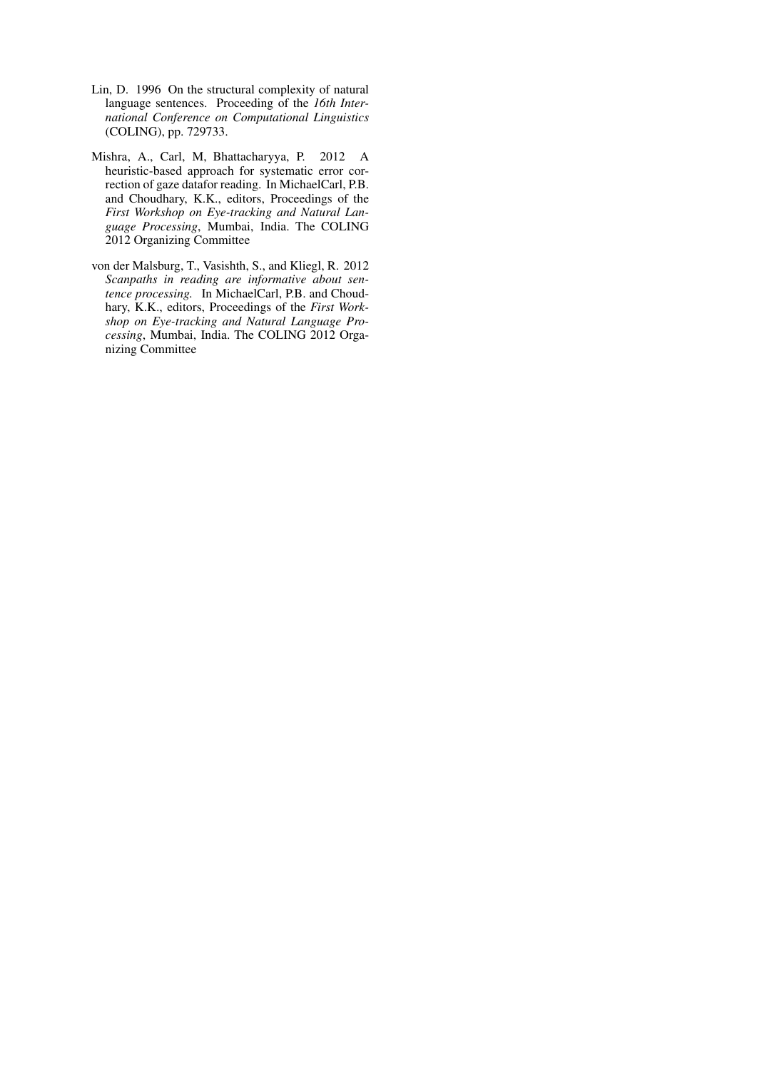Lin, D. 1996 On the structural complexity of natural language sentences. Proceeding of the *16th International Conference on Computational Linguistics* (COLING), pp. 729733.

Mishra, A., Carl, M, Bhattacharyya, P. 2012 A heuristic-based approach for systematic error correction of gaze datafor reading. In MichaelCarl, P.B. and Choudhary, K.K., editors, Proceedings of the *First Workshop on Eye-tracking and Natural Language Processing*, Mumbai, India. The COLING 2012 Organizing Committee

von der Malsburg, T., Vasishth, S., and Kliegl, R. 2012 *Scanpaths in reading are informative about sentence processing.* In MichaelCarl, P.B. and Choudhary, K.K., editors, Proceedings of the *First Workshop on Eye-tracking and Natural Language Processing*, Mumbai, India. The COLING 2012 Organizing Committee